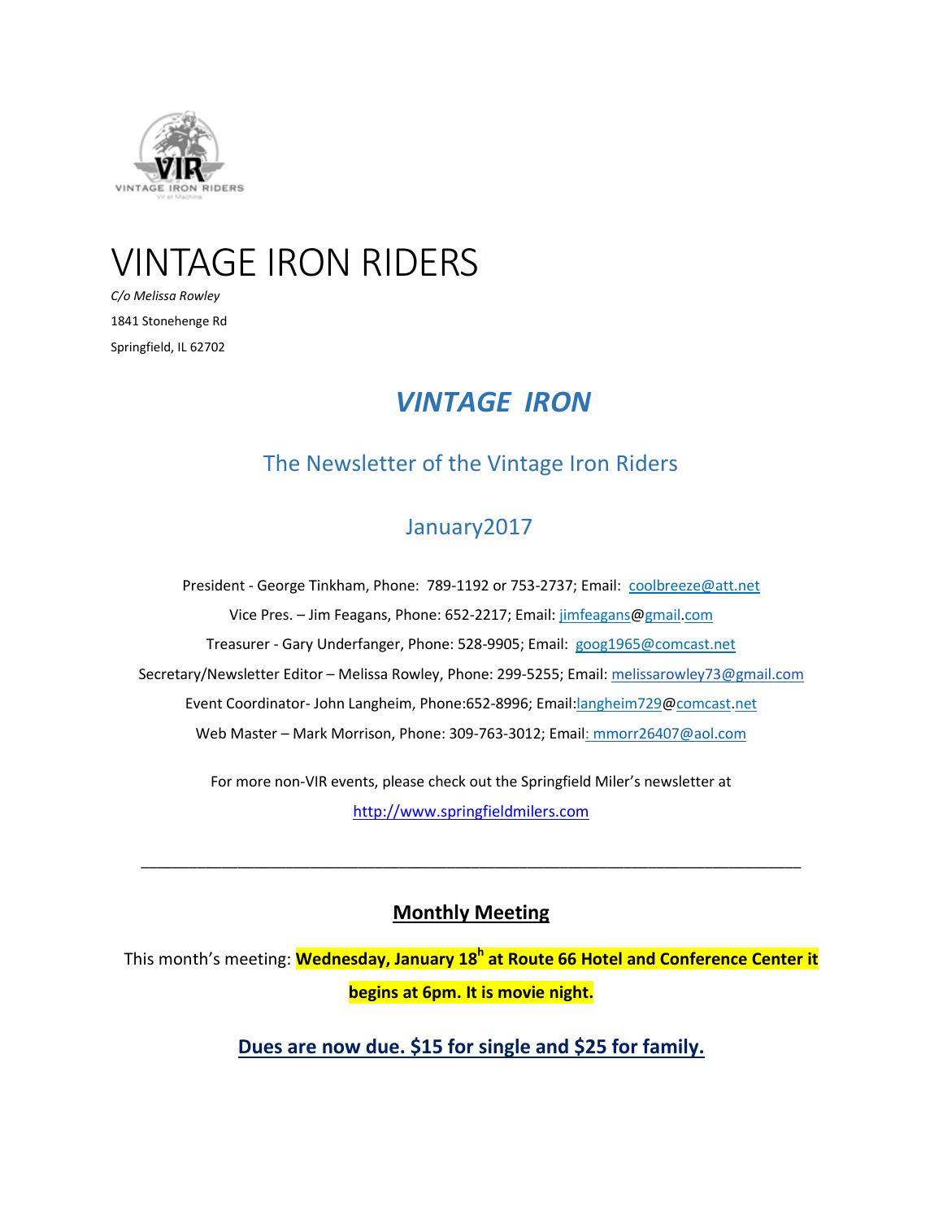# VINTAGE IRON RIDERS

*C/o Melissa Rowley*

1841 Stonehenge Rd

Springfield, IL 62702

## *VINTAGE IRON*

### The Newsletter of the Vintage Iron Riders

### January2017

President - George Tinkham, Phone: 789-1192 or 753-2737; Email: coolbreeze@att.net

Vice Pres. – Jim Feagans, Phone: 652-2217; Email: jimfeagans@gmail.com

Treasurer - Gary Underfanger, Phone: 528-9905; Email: goog1965@comcast.net

Secretary/Newsletter Editor – Melissa Rowley, Phone: 299-5255; Email: melissarowley73@gmail.com

Event Coordinator- John Langheim, Phone:652-8996; Email:langheim729@comcast.net

Web Master – Mark Morrison, Phone: 309-763-3012; Email: mmorr26407@aol.com

For more non-VIR events, please check out the Springfield Miler's newsletter at http://www.springfieldmilers.com

---

## Monthly Meeting

This month's meeting: **Wednesday, January 18h at Route 66 Hotel and Conference Center it begins at 6pm. It is movie night.**

**Dues are now due. $15 for single and $25 for family.**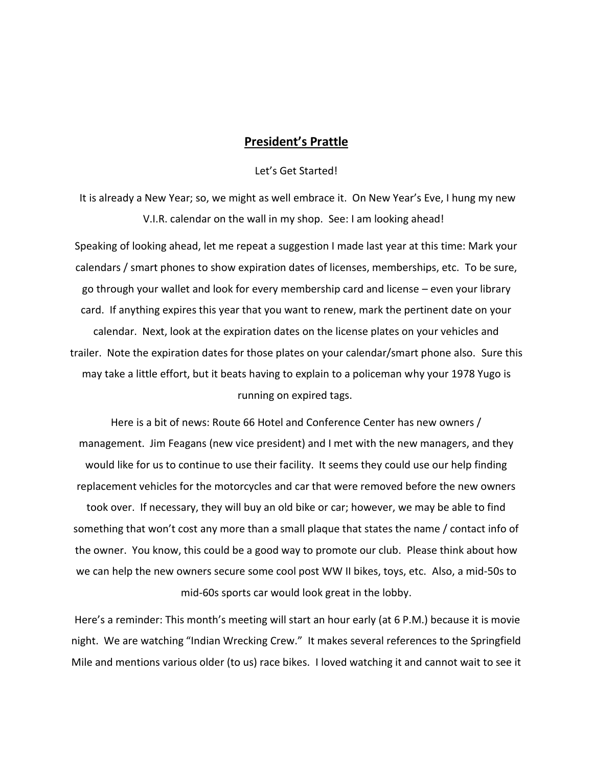## **President's Prattle**

Let's Get Started!

It is already a New Year; so, we might as well embrace it. On New Year's Eve, I hung my new V.I.R. calendar on the wall in my shop. See: I am looking ahead!

Speaking of looking ahead, let me repeat a suggestion I made last year at this time: Mark your calendars / smart phones to show expiration dates of licenses, memberships, etc. To be sure, go through your wallet and look for every membership card and license – even your library card. If anything expires this year that you want to renew, mark the pertinent date on your calendar. Next, look at the expiration dates on the license plates on your vehicles and trailer. Note the expiration dates for those plates on your calendar/smart phone also. Sure this may take a little effort, but it beats having to explain to a policeman why your 1978 Yugo is running on expired tags.

Here is a bit of news: Route 66 Hotel and Conference Center has new owners / management. Jim Feagans (new vice president) and I met with the new managers, and they would like for us to continue to use their facility. It seems they could use our help finding replacement vehicles for the motorcycles and car that were removed before the new owners took over. If necessary, they will buy an old bike or car; however, we may be able to find something that won't cost any more than a small plaque that states the name / contact info of the owner. You know, this could be a good way to promote our club. Please think about how we can help the new owners secure some cool post WW II bikes, toys, etc. Also, a mid-50s to mid-60s sports car would look great in the lobby.

Here's a reminder: This month's meeting will start an hour early (at 6 P.M.) because it is movie night. We are watching "Indian Wrecking Crew." It makes several references to the Springfield Mile and mentions various older (to us) race bikes. I loved watching it and cannot wait to see it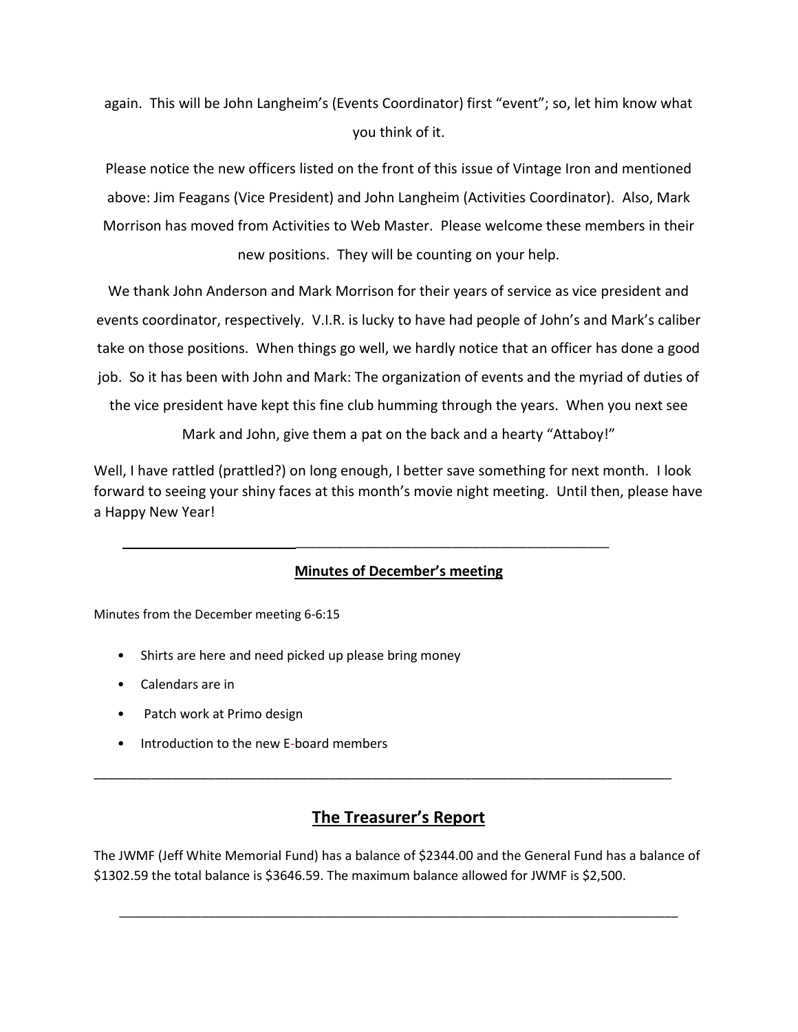again. This will be John Langheim's (Events Coordinator) first "event"; so, let him know what you think of it.

Please notice the new officers listed on the front of this issue of Vintage Iron and mentioned above: Jim Feagans (Vice President) and John Langheim (Activities Coordinator). Also, Mark Morrison has moved from Activities to Web Master. Please welcome these members in their new positions. They will be counting on your help.

We thank John Anderson and Mark Morrison for their years of service as vice president and events coordinator, respectively. V.I.R. is lucky to have had people of John's and Mark's caliber take on those positions. When things go well, we hardly notice that an officer has done a good job. So it has been with John and Mark: The organization of events and the myriad of duties of the vice president have kept this fine club humming through the years. When you next see Mark and John, give them a pat on the back and a hearty "Attaboy!"

Well, I have rattled (prattled?) on long enough, I better save something for next month. I look forward to seeing your shiny faces at this month's movie night meeting. Until then, please have a Happy New Year!

---

## Minutes of December's meeting

Minutes from the December meeting 6-6:15

- Shirts are here and need picked up please bring money
- Calendars are in
- Patch work at Primo design
- Introduction to the new E-board members

---

## The Treasurer's Report

The JWMF (Jeff White Memorial Fund) has a balance of $2344.00 and the General Fund has a balance of $1302.59 the total balance is $3646.59. The maximum balance allowed for JWMF is $2,500.

---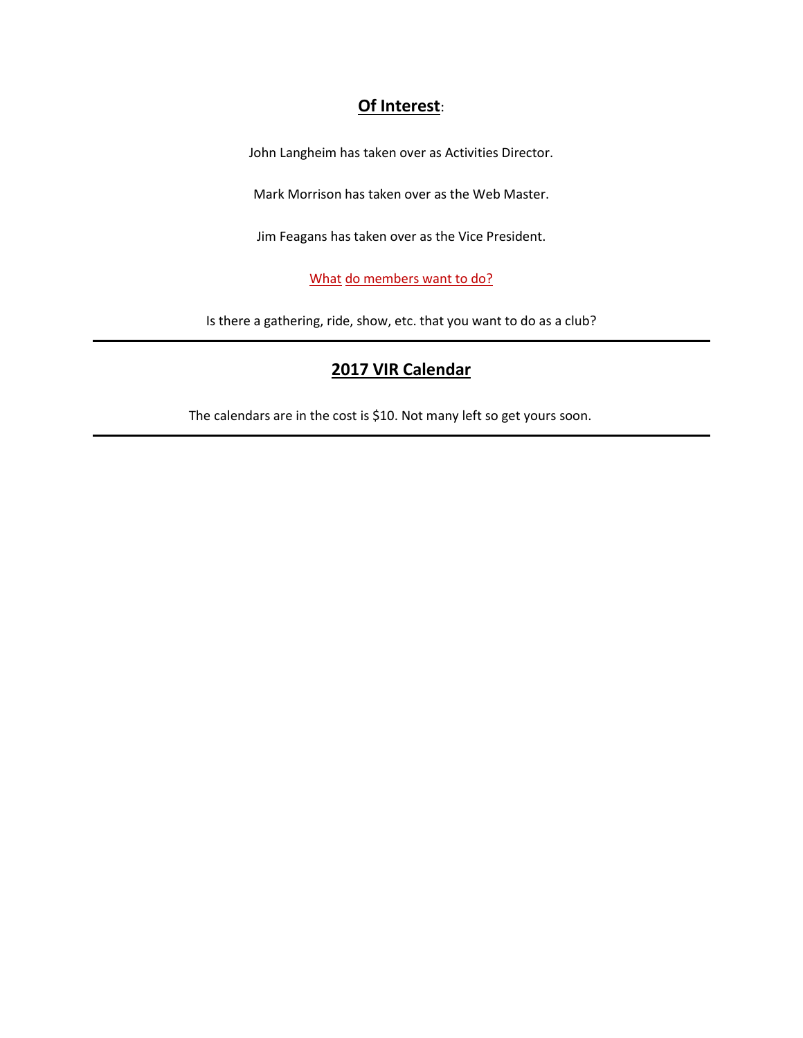## **Of Interest**:

John Langheim has taken over as Activities Director.

Mark Morrison has taken over as the Web Master.

Jim Feagans has taken over as the Vice President.

What do members want to do?

Is there a gathering, ride, show, etc. that you want to do as a club?

---

## **2017 VIR Calendar**

The calendars are in the cost is $10. Not many left so get yours soon.

---